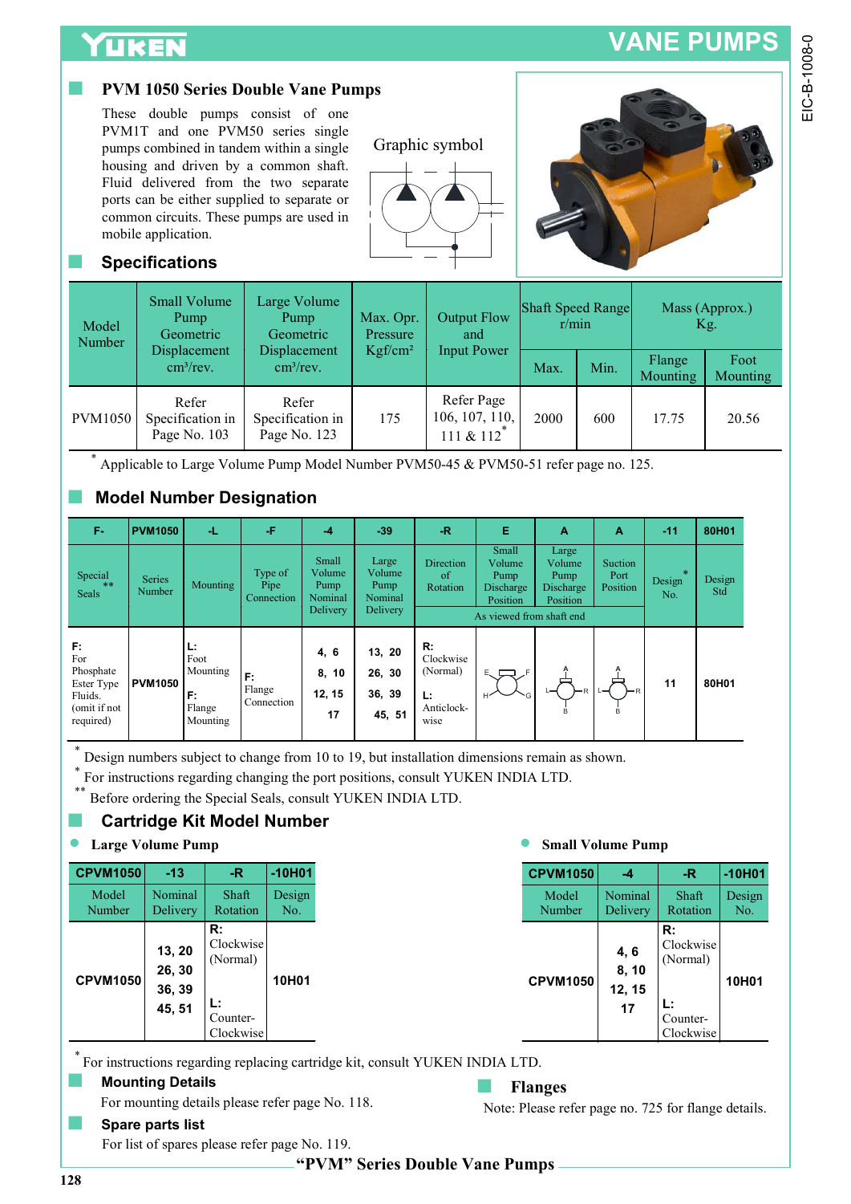# VANE PUMPS

## PVM 1050 Series Double Vane Pumps

These double pumps consist of one PVM1T and one PVM50 series single pumps combined in tandem within a single housing and driven by a common shaft. Fluid delivered from the two separate ports can be either supplied to separate or common circuits. These pumps are used in mobile application.

Graphic symbol

## Specifications

| Model Number | Small Volume Pump Geometric Displacement $cm^3$/rev. | Large Volume Pump Geometric Displacement $cm^3$/rev. | Max. Opr. Pressure Kgf/$cm^2$ | Output Flow and Input Power | Shaft Speed Range r/min | | Mass (Approx.) Kg. | |
|---|---|---|---|---|---|---|---|---|
| | | | | | Max. | Min. | Flange Mounting | Foot Mounting |
| PVM1050 | Refer Specification in Page No. 103 | Refer Specification in Page No. 123 | 175 | Refer Page 106, 107, 110, 111 & 112* | 2000 | 600 | 17.75 | 20.56 |

* Applicable to Large Volume Pump Model Number PVM50-45 & PVM50-51 refer page no. 125.

## Model Number Designation

| F- | PVM1050 | -L | -F | -4 | -39 | -R | E | A | A | -11 | 80H01 |
|---|---|---|---|---|---|---|---|---|---|---|---|
| Special Seals ** | Series Number | Mounting | Type of Pipe Connection | Small Volume Pump Nominal Delivery | Large Volume Pump Nominal Delivery | Direction of Rotation | Small Volume Pump Discharge Position (As viewed from shaft end) | Large Volume Pump Discharge Position (As viewed from shaft end) | Suction Port Position (As viewed from shaft end) | Design No. * | Design Std |
| **F:** For Phosphate Ester Type Fluids. (omit if not required) | **PVM1050** | **L:** Foot Mounting<br>**F:** Flange Mounting | **F:** Flange Connection | **4, 6**<br>**8, 10**<br>**12, 15**<br>**17** | **13, 20**<br>**26, 30**<br>**36, 39**<br>**45, 51** | **R:** Clockwise (Normal)<br>**L:** Anticlockwise | E, F, G, H | A, B, L, R | A, B, L, R | **11** | **80H01** |

* Design numbers subject to change from 10 to 19, but installation dimensions remain as shown.
* For instructions regarding changing the port positions, consult YUKEN INDIA LTD.
** Before ordering the Special Seals, consult YUKEN INDIA LTD.

## Cartridge Kit Model Number

- **Large Volume Pump**

| CPVM1050 | -13 | -R | -10H01 |
|---|---|---|---|
| Model Number | Nominal Delivery | Shaft Rotation | Design No. |
| **CPVM1050** | **13, 20**<br>**26, 30**<br>**36, 39**<br>**45, 51** | **R:** Clockwise (Normal)<br>**L:** Counter-Clockwise | **10H01** |

- **Small Volume Pump**

| CPVM1050 | -4 | -R | -10H01 |
|---|---|---|---|
| Model Number | Nominal Delivery | Shaft Rotation | Design No. |
| **CPVM1050** | **4, 6**<br>**8, 10**<br>**12, 15**<br>**17** | **R:** Clockwise (Normal)<br>**L:** Counter-Clockwise | **10H01** |

* For instructions regarding replacing cartridge kit, consult YUKEN INDIA LTD.

## Mounting Details

For mounting details please refer page No. 118.

## Spare parts list

For list of spares please refer page No. 119.

## Flanges

Note: Please refer page no. 725 for flange details.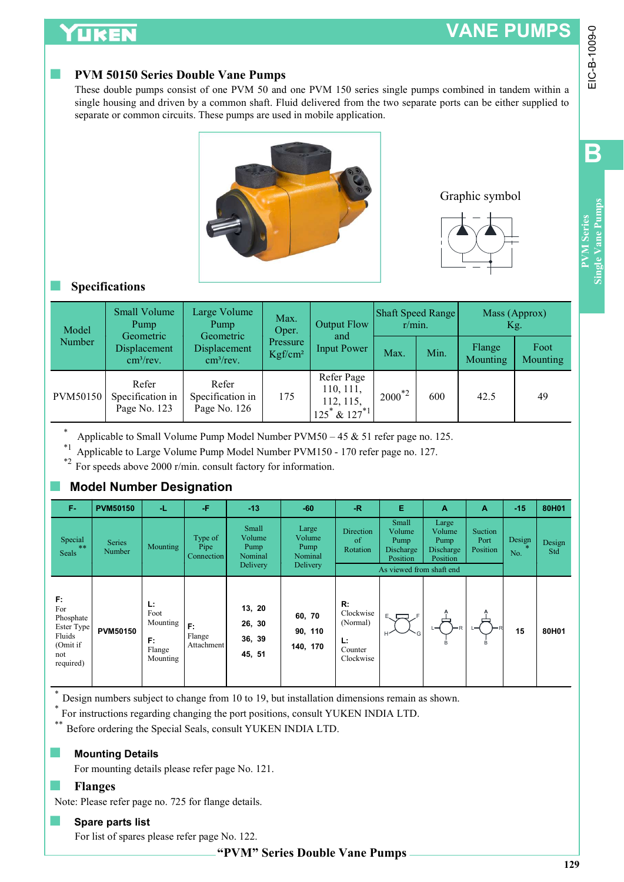## PVM 50150 Series Double Vane Pumps

These double pumps consist of one PVM 50 and one PVM 150 series single pumps combined in tandem within a single housing and driven by a common shaft. Fluid delivered from the two separate ports can be either supplied to separate or common circuits. These pumps are used in mobile application.

Graphic symbol

## Specifications

| Model Number | Small Volume Pump Geometric Displacement $cm^3$/rev. | Large Volume Pump Geometric Displacement $cm^3$/rev. | Max. Oper. Pressure Kgf/$cm^2$ | Output Flow and Input Power | Shaft Speed Range r/min. | | Mass (Approx) Kg. | |
|---|---|---|---|---|---|---|---|---|
| | | | | | Max. | Min. | Flange Mounting | Foot Mounting |
| PVM50150 | Refer Specification in Page No. 123 | Refer Specification in Page No. 126 | 175 | Refer Page 110, 111, 112, 115, 125* & 127*1 | 2000*2 | 600 | 42.5 | 49 |

\* Applicable to Small Volume Pump Model Number PVM50 – 45 & 51 refer page no. 125.

*1 Applicable to Large Volume Pump Model Number PVM150 - 170 refer page no. 127.

*2 For speeds above 2000 r/min. consult factory for information.

## Model Number Designation

| F- | PVM50150 | -L | -F | -13 | -60 | -R | E | A | A | -15 | 80H01 |
|---|---|---|---|---|---|---|---|---|---|---|---|
| Special Seals ** | Series Number | Mounting | Type of Pipe Connection | Small Volume Pump Nominal Delivery | Large Volume Pump Nominal Delivery | Direction of Rotation | Small Volume Pump Discharge Position | Large Volume Pump Discharge Position | Suction Port Position | Design No. * | Design Std |
| | | | | | | As viewed from shaft end | | | | | |
| **F:** For Phosphate Ester Type Fluids (Omit if not required) | PVM50150 | **L:** Foot Mounting<br>**F:** Flange Mounting | **F:** Flange Attachment | 13, 20<br>26, 30<br>36, 39<br>45, 51 | 60, 70<br>90, 110<br>140, 170 | **R:** Clockwise (Normal)<br>**L:** Counter Clockwise | E, F, G, H | A, B, L, R | A, B, L, R | 15 | 80H01 |

\* Design numbers subject to change from 10 to 19, but installation dimensions remain as shown.

\* For instructions regarding changing the port positions, consult YUKEN INDIA LTD.

** Before ordering the Special Seals, consult YUKEN INDIA LTD.

## Mounting Details

For mounting details please refer page No. 121.

## Flanges

Note: Please refer page no. 725 for flange details.

## Spare parts list

For list of spares please refer page No. 122.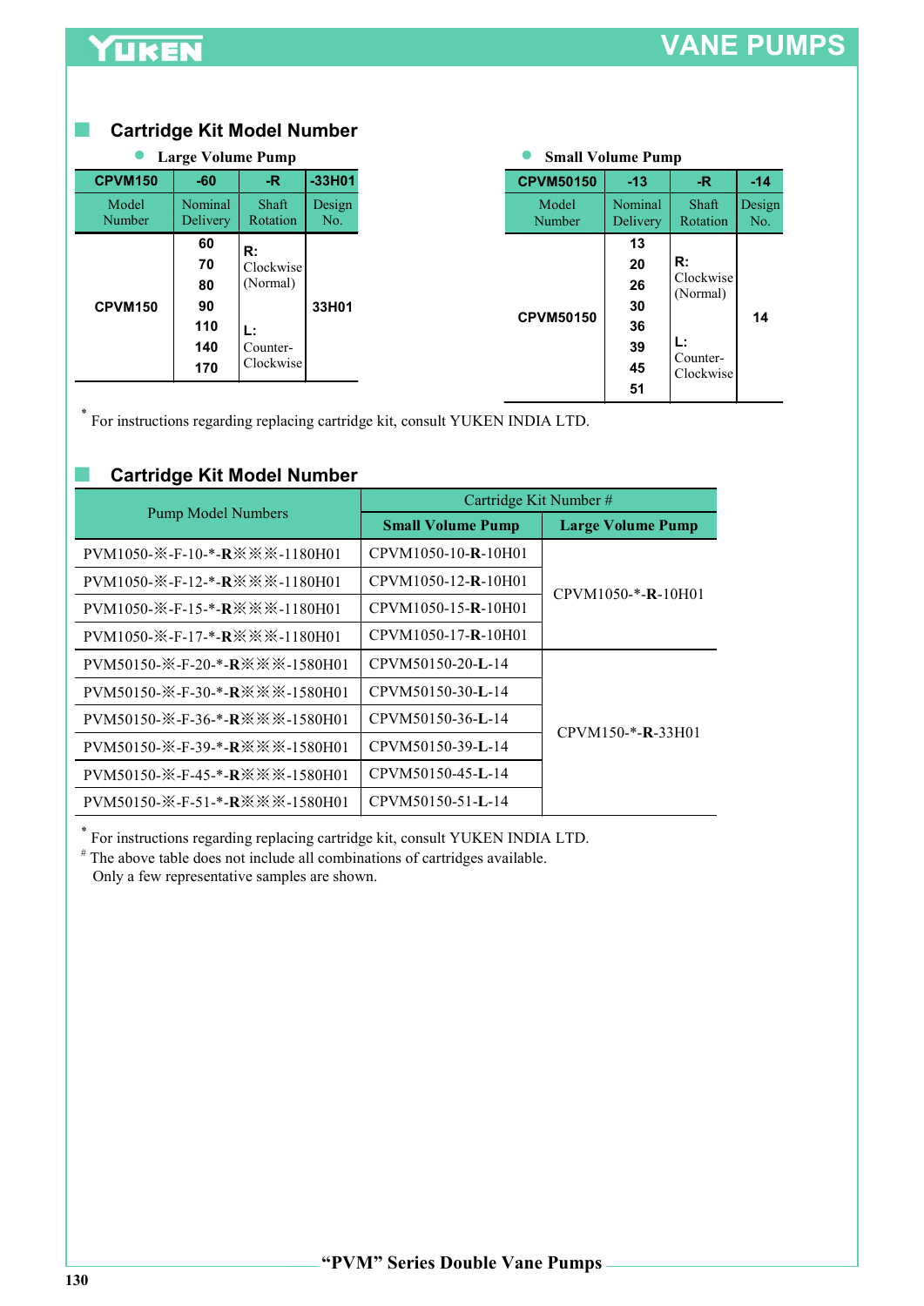## Cartridge Kit Model Number

- **Large Volume Pump**

| CPVM150 | -60 | -R | -33H01 |
|---|---|---|---|
| Model Number | Nominal Delivery | Shaft Rotation | Design No. |
| CPVM150 | 60<br>70<br>80<br>90<br>110<br>140<br>170 | **R:** Clockwise (Normal)<br><br>**L:** Counter-Clockwise | 33H01 |

- **Small Volume Pump**

| CPVM50150 | -13 | -R | -14 |
|---|---|---|---|
| Model Number | Nominal Delivery | Shaft Rotation | Design No. |
| CPVM50150 | 13<br>20<br>26<br>30<br>36<br>39<br>45<br>51 | **R:** Clockwise (Normal)<br><br>**L:** Counter-Clockwise | 14 |

* For instructions regarding replacing cartridge kit, consult YUKEN INDIA LTD.

## Cartridge Kit Model Number

| Pump Model Numbers | Cartridge Kit Number # | |
|---|---|---|
| | **Small Volume Pump** | **Large Volume Pump** |
| PVM1050-※-F-10-*-**R**※※※-1180H01 | CPVM1050-10-**R**-10H01 | CPVM1050-*-**R**-10H01 |
| PVM1050-※-F-12-*-**R**※※※-1180H01 | CPVM1050-12-**R**-10H01 | |
| PVM1050-※-F-15-*-**R**※※※-1180H01 | CPVM1050-15-**R**-10H01 | |
| PVM1050-※-F-17-*-**R**※※※-1180H01 | CPVM1050-17-**R**-10H01 | |
| PVM50150-※-F-20-*-**R**※※※-1580H01 | CPVM50150-20-**L**-14 | CPVM150-*-**R**-33H01 |
| PVM50150-※-F-30-*-**R**※※※-1580H01 | CPVM50150-30-**L**-14 | |
| PVM50150-※-F-36-*-**R**※※※-1580H01 | CPVM50150-36-**L**-14 | |
| PVM50150-※-F-39-*-**R**※※※-1580H01 | CPVM50150-39-**L**-14 | |
| PVM50150-※-F-45-*-**R**※※※-1580H01 | CPVM50150-45-**L**-14 | |
| PVM50150-※-F-51-*-**R**※※※-1580H01 | CPVM50150-51-**L**-14 | |

* For instructions regarding replacing cartridge kit, consult YUKEN INDIA LTD.

# The above table does not include all combinations of cartridges available.
Only a few representative samples are shown.